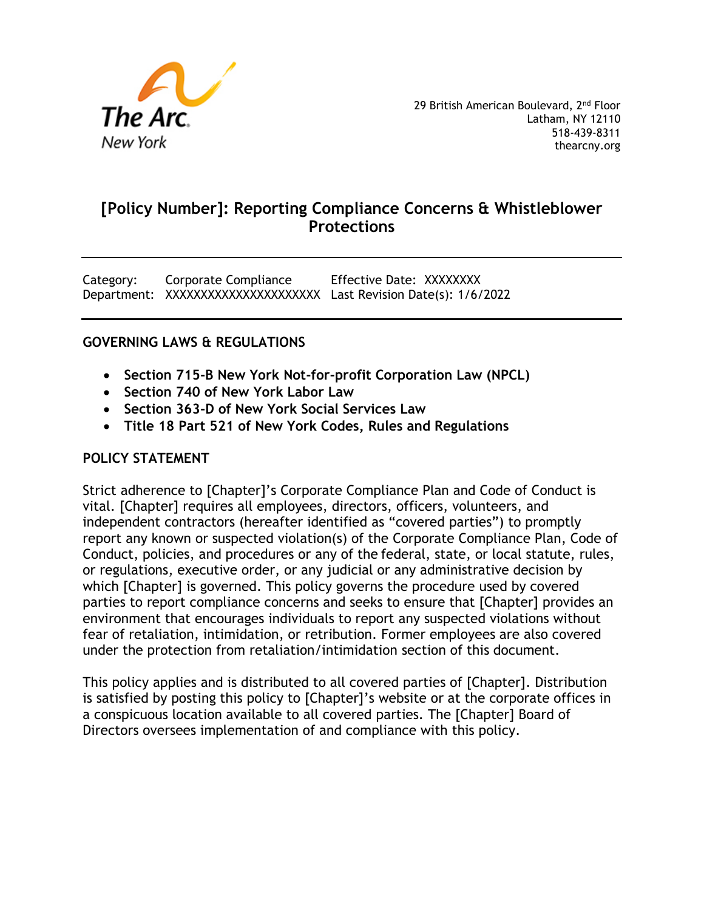The Arc New York

29 British American Boulevard, 2nd Floor
Latham, NY 12110
518-439-8311
thearcny.org

# [Policy Number]: Reporting Compliance Concerns & Whistleblower Protections

| | | |
|---|---|---|
| Category: | Corporate Compliance | Effective Date: XXXXXXXX |
| Department: | XXXXXXXXXXXXXXXXXXXXX | Last Revision Date(s): 1/6/2022 |

## GOVERNING LAWS & REGULATIONS

- **Section 715-B New York Not-for-profit Corporation Law (NPCL)**
- **Section 740 of New York Labor Law**
- **Section 363-D of New York Social Services Law**
- **Title 18 Part 521 of New York Codes, Rules and Regulations**

## POLICY STATEMENT

Strict adherence to [Chapter]'s Corporate Compliance Plan and Code of Conduct is vital. [Chapter] requires all employees, directors, officers, volunteers, and independent contractors (hereafter identified as "covered parties") to promptly report any known or suspected violation(s) of the Corporate Compliance Plan, Code of Conduct, policies, and procedures or any of the federal, state, or local statute, rules, or regulations, executive order, or any judicial or any administrative decision by which [Chapter] is governed. This policy governs the procedure used by covered parties to report compliance concerns and seeks to ensure that [Chapter] provides an environment that encourages individuals to report any suspected violations without fear of retaliation, intimidation, or retribution. Former employees are also covered under the protection from retaliation/intimidation section of this document.

This policy applies and is distributed to all covered parties of [Chapter]. Distribution is satisfied by posting this policy to [Chapter]'s website or at the corporate offices in a conspicuous location available to all covered parties. The [Chapter] Board of Directors oversees implementation of and compliance with this policy.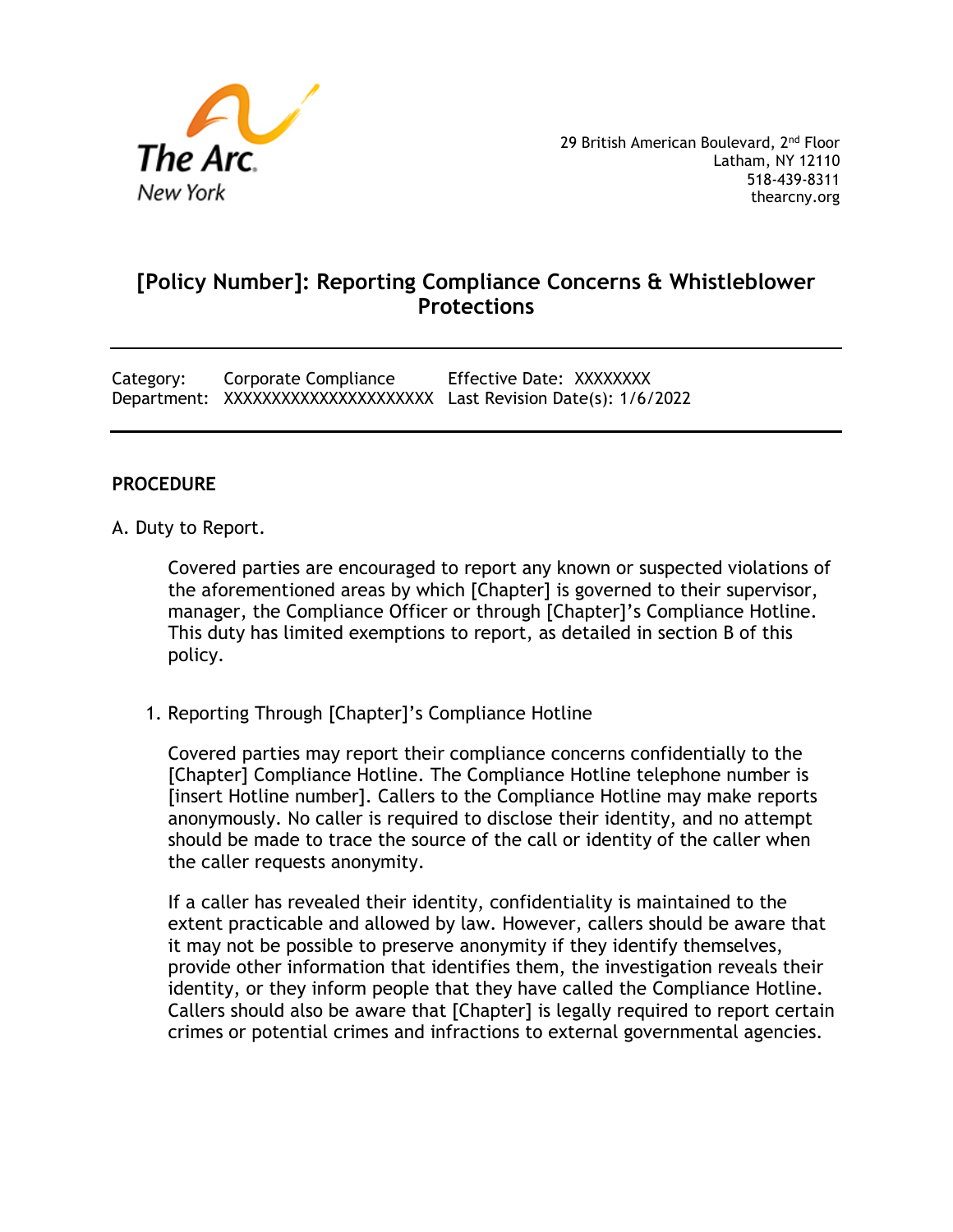# [Policy Number]: Reporting Compliance Concerns & Whistleblower Protections

| Category: | Corporate Compliance | Effective Date: XXXXXXXX |
|---|---|---|
| Department: | XXXXXXXXXXXXXXXXXXXXX | Last Revision Date(s): 1/6/2022 |

## PROCEDURE

A. Duty to Report.

Covered parties are encouraged to report any known or suspected violations of the aforementioned areas by which [Chapter] is governed to their supervisor, manager, the Compliance Officer or through [Chapter]'s Compliance Hotline. This duty has limited exemptions to report, as detailed in section B of this policy.

1. Reporting Through [Chapter]'s Compliance Hotline

Covered parties may report their compliance concerns confidentially to the [Chapter] Compliance Hotline. The Compliance Hotline telephone number is [insert Hotline number]. Callers to the Compliance Hotline may make reports anonymously. No caller is required to disclose their identity, and no attempt should be made to trace the source of the call or identity of the caller when the caller requests anonymity.

If a caller has revealed their identity, confidentiality is maintained to the extent practicable and allowed by law. However, callers should be aware that it may not be possible to preserve anonymity if they identify themselves, provide other information that identifies them, the investigation reveals their identity, or they inform people that they have called the Compliance Hotline. Callers should also be aware that [Chapter] is legally required to report certain crimes or potential crimes and infractions to external governmental agencies.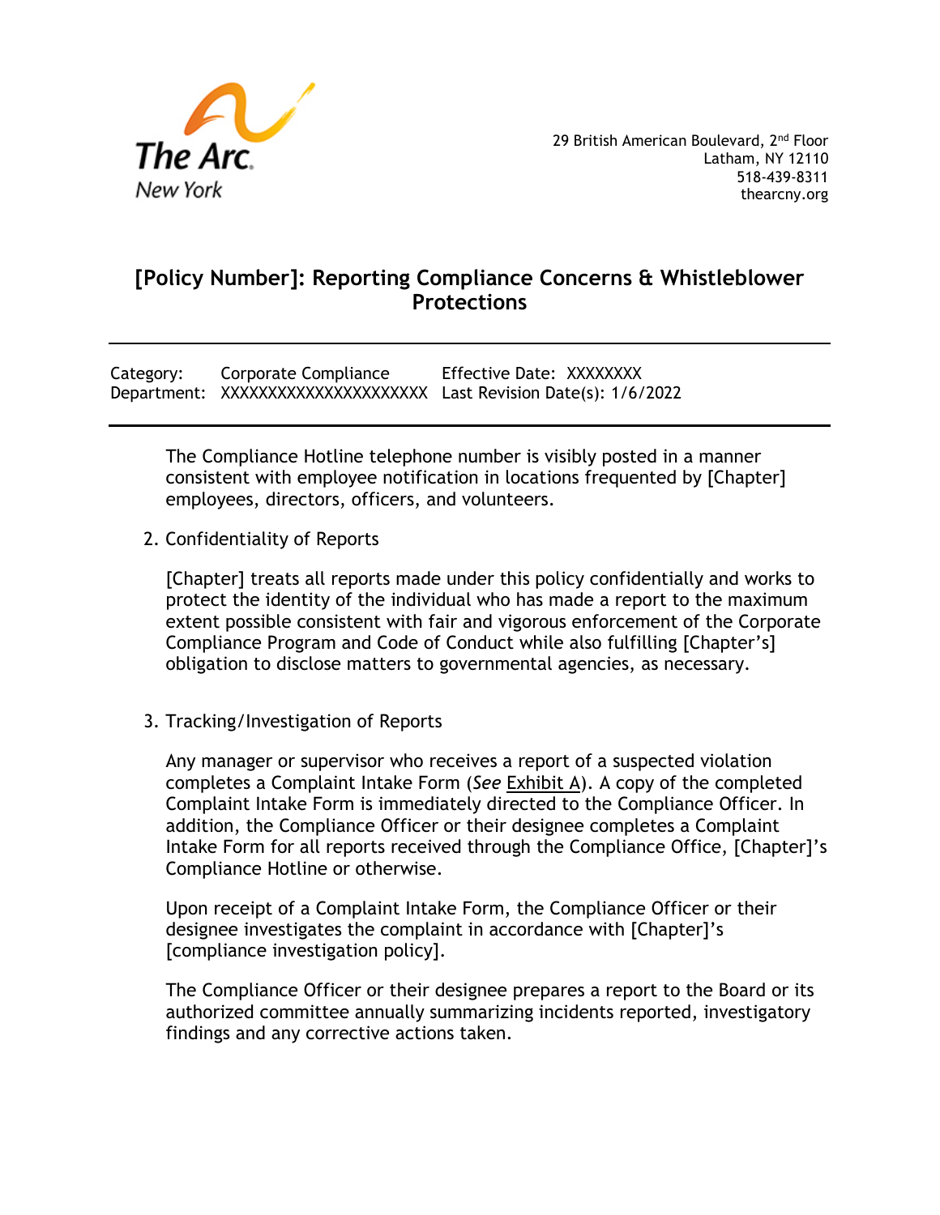The Compliance Hotline telephone number is visibly posted in a manner consistent with employee notification in locations frequented by [Chapter] employees, directors, officers, and volunteers.

2. Confidentiality of Reports

   [Chapter] treats all reports made under this policy confidentially and works to protect the identity of the individual who has made a report to the maximum extent possible consistent with fair and vigorous enforcement of the Corporate Compliance Program and Code of Conduct while also fulfilling [Chapter's] obligation to disclose matters to governmental agencies, as necessary.

3. Tracking/Investigation of Reports

   Any manager or supervisor who receives a report of a suspected violation completes a Complaint Intake Form (*See* Exhibit A). A copy of the completed Complaint Intake Form is immediately directed to the Compliance Officer. In addition, the Compliance Officer or their designee completes a Complaint Intake Form for all reports received through the Compliance Office, [Chapter]'s Compliance Hotline or otherwise.

   Upon receipt of a Complaint Intake Form, the Compliance Officer or their designee investigates the complaint in accordance with [Chapter]'s [compliance investigation policy].

   The Compliance Officer or their designee prepares a report to the Board or its authorized committee annually summarizing incidents reported, investigatory findings and any corrective actions taken.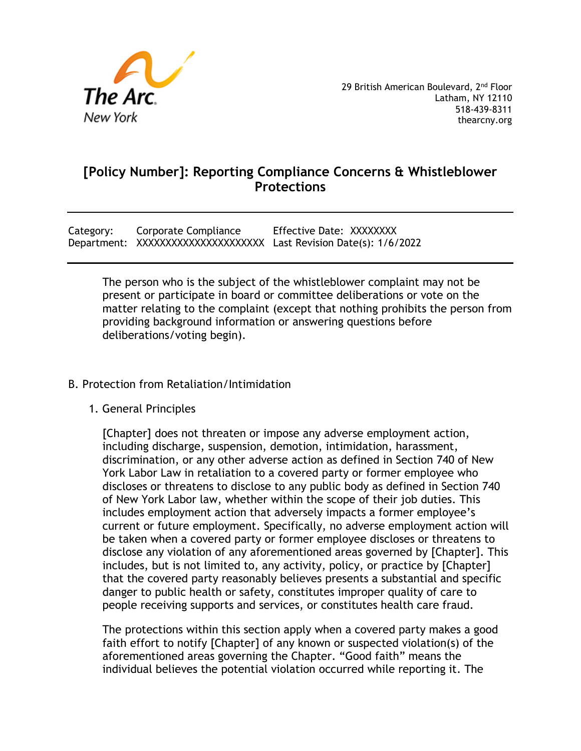The person who is the subject of the whistleblower complaint may not be present or participate in board or committee deliberations or vote on the matter relating to the complaint (except that nothing prohibits the person from providing background information or answering questions before deliberations/voting begin).

B. Protection from Retaliation/Intimidation

1. General Principles

[Chapter] does not threaten or impose any adverse employment action, including discharge, suspension, demotion, intimidation, harassment, discrimination, or any other adverse action as defined in Section 740 of New York Labor Law in retaliation to a covered party or former employee who discloses or threatens to disclose to any public body as defined in Section 740 of New York Labor law, whether within the scope of their job duties. This includes employment action that adversely impacts a former employee's current or future employment. Specifically, no adverse employment action will be taken when a covered party or former employee discloses or threatens to disclose any violation of any aforementioned areas governed by [Chapter]. This includes, but is not limited to, any activity, policy, or practice by [Chapter] that the covered party reasonably believes presents a substantial and specific danger to public health or safety, constitutes improper quality of care to people receiving supports and services, or constitutes health care fraud.

The protections within this section apply when a covered party makes a good faith effort to notify [Chapter] of any known or suspected violation(s) of the aforementioned areas governing the Chapter. "Good faith" means the individual believes the potential violation occurred while reporting it. The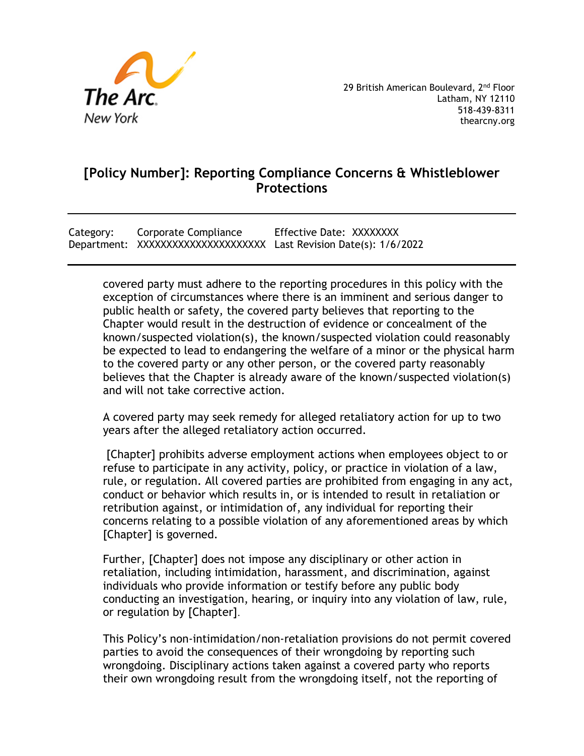covered party must adhere to the reporting procedures in this policy with the exception of circumstances where there is an imminent and serious danger to public health or safety, the covered party believes that reporting to the Chapter would result in the destruction of evidence or concealment of the known/suspected violation(s), the known/suspected violation could reasonably be expected to lead to endangering the welfare of a minor or the physical harm to the covered party or any other person, or the covered party reasonably believes that the Chapter is already aware of the known/suspected violation(s) and will not take corrective action.

A covered party may seek remedy for alleged retaliatory action for up to two years after the alleged retaliatory action occurred.

[Chapter] prohibits adverse employment actions when employees object to or refuse to participate in any activity, policy, or practice in violation of a law, rule, or regulation. All covered parties are prohibited from engaging in any act, conduct or behavior which results in, or is intended to result in retaliation or retribution against, or intimidation of, any individual for reporting their concerns relating to a possible violation of any aforementioned areas by which [Chapter] is governed.

Further, [Chapter] does not impose any disciplinary or other action in retaliation, including intimidation, harassment, and discrimination, against individuals who provide information or testify before any public body conducting an investigation, hearing, or inquiry into any violation of law, rule, or regulation by [Chapter].

This Policy's non-intimidation/non-retaliation provisions do not permit covered parties to avoid the consequences of their wrongdoing by reporting such wrongdoing. Disciplinary actions taken against a covered party who reports their own wrongdoing result from the wrongdoing itself, not the reporting of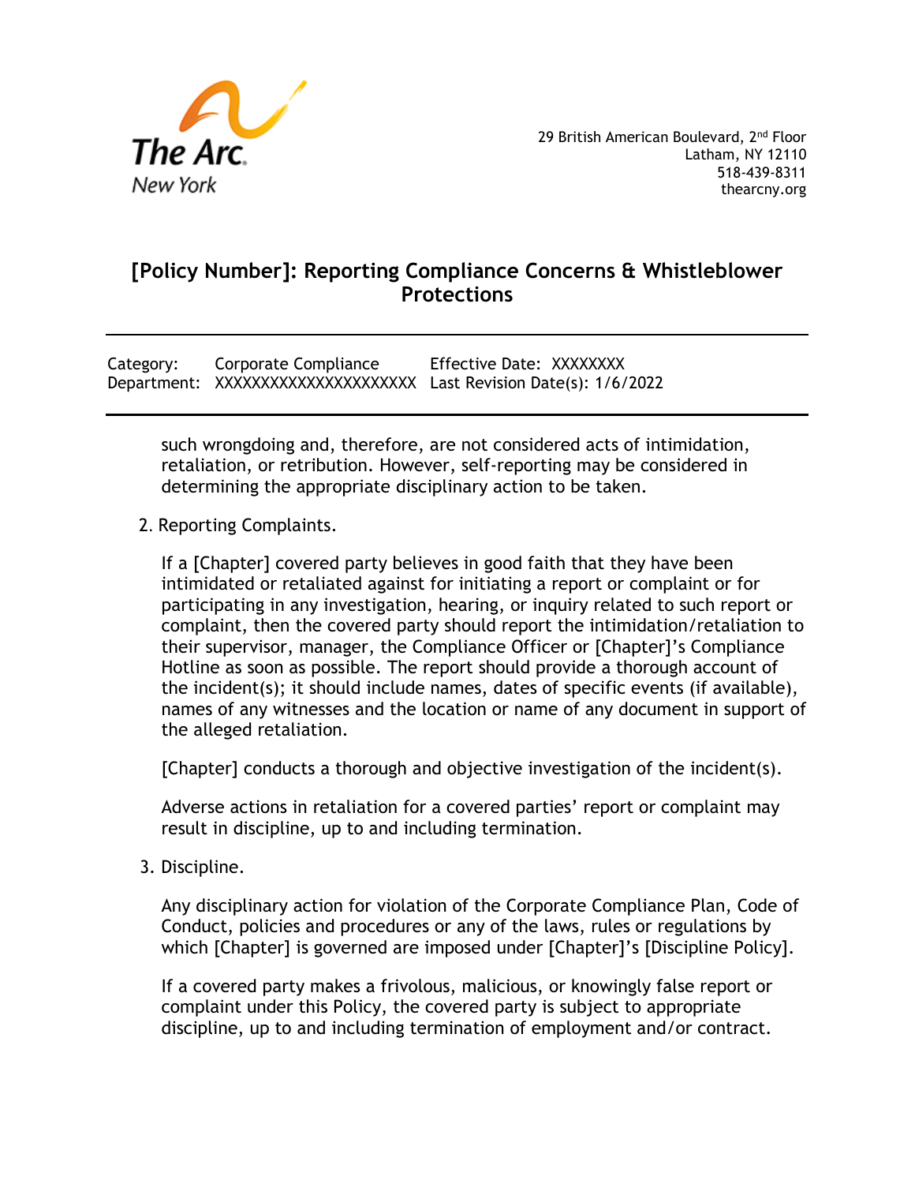such wrongdoing and, therefore, are not considered acts of intimidation, retaliation, or retribution. However, self-reporting may be considered in determining the appropriate disciplinary action to be taken.

2. Reporting Complaints.

   If a [Chapter] covered party believes in good faith that they have been intimidated or retaliated against for initiating a report or complaint or for participating in any investigation, hearing, or inquiry related to such report or complaint, then the covered party should report the intimidation/retaliation to their supervisor, manager, the Compliance Officer or [Chapter]'s Compliance Hotline as soon as possible. The report should provide a thorough account of the incident(s); it should include names, dates of specific events (if available), names of any witnesses and the location or name of any document in support of the alleged retaliation.

   [Chapter] conducts a thorough and objective investigation of the incident(s).

   Adverse actions in retaliation for a covered parties' report or complaint may result in discipline, up to and including termination.

3. Discipline.

   Any disciplinary action for violation of the Corporate Compliance Plan, Code of Conduct, policies and procedures or any of the laws, rules or regulations by which [Chapter] is governed are imposed under [Chapter]'s [Discipline Policy].

   If a covered party makes a frivolous, malicious, or knowingly false report or complaint under this Policy, the covered party is subject to appropriate discipline, up to and including termination of employment and/or contract.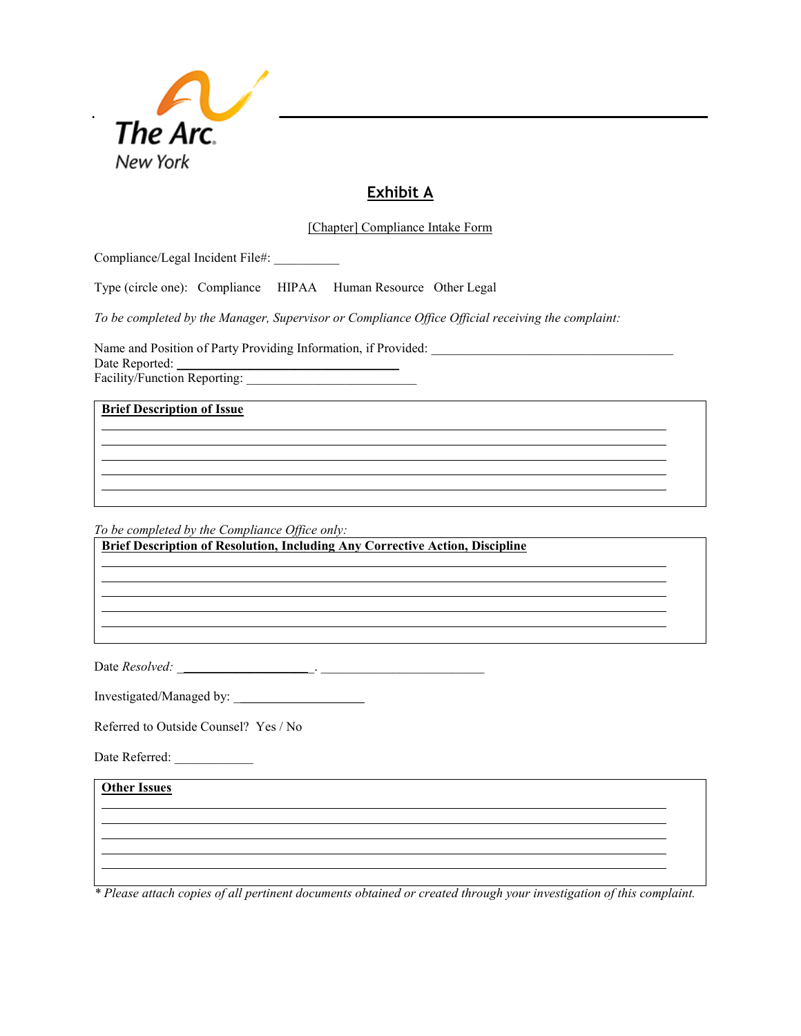The Arc New York

# Exhibit A

[Chapter] Compliance Intake Form

Compliance/Legal Incident File#: __________

Type (circle one): Compliance HIPAA Human Resource Other Legal

*To be completed by the Manager, Supervisor or Compliance Office Official receiving the complaint:*

Name and Position of Party Providing Information, if Provided: ______________________________________
Date Reported: ___________________________________
Facility/Function Reporting: __________________________

**Brief Description of Issue**

______________________________________________________________________________
______________________________________________________________________________
______________________________________________________________________________
______________________________________________________________________________
______________________________________________________________________________

*To be completed by the Compliance Office only:*

**Brief Description of Resolution, Including Any Corrective Action, Discipline**

______________________________________________________________________________
______________________________________________________________________________
______________________________________________________________________________
______________________________________________________________________________
______________________________________________________________________________

Date *Resolved:* ____________________. __________________________

Investigated/Managed by: ____________________

Referred to Outside Counsel? Yes / No

Date Referred: ____________

**Other Issues**

______________________________________________________________________________
______________________________________________________________________________
______________________________________________________________________________
______________________________________________________________________________
______________________________________________________________________________

*\* Please attach copies of all pertinent documents obtained or created through your investigation of this complaint.*